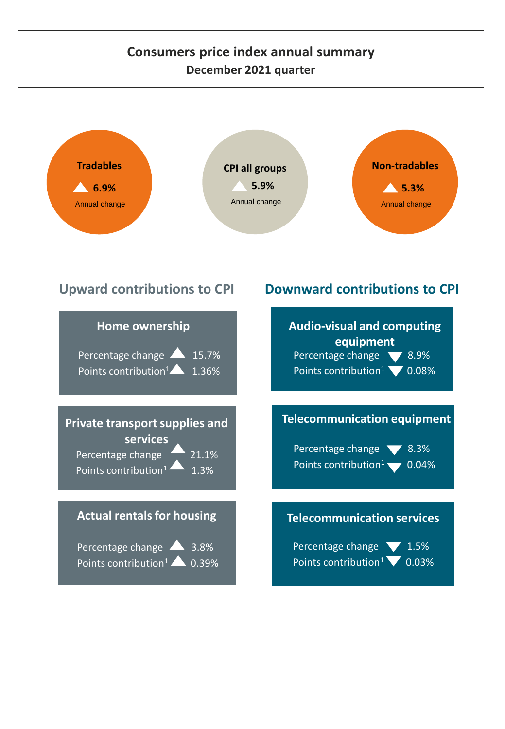# Consumers price index annual summary

## December 2021 quarter

**Tradables**
▲ **6.9%**
Annual change

**CPI all groups**
▲ **5.9%**
Annual change

**Non-tradables**
▲ **5.3%**
Annual change

## Upward contributions to CPI

### Home ownership

Percentage change ▲ 15.7%
Points contribution[1] ▲ 1.36%

### Private transport supplies and services

Percentage change ▲ 21.1%
Points contribution[1] ▲ 1.3%

### Actual rentals for housing

Percentage change ▲ 3.8%
Points contribution[1] ▲ 0.39%

## Downward contributions to CPI

### Audio-visual and computing equipment

Percentage change ▼ 8.9%
Points contribution[1] ▼ 0.08%

### Telecommunication equipment

Percentage change ▼ 8.3%
Points contribution[1] ▼ 0.04%

### Telecommunication services

Percentage change ▼ 1.5%
Points contribution[1] ▼ 0.03%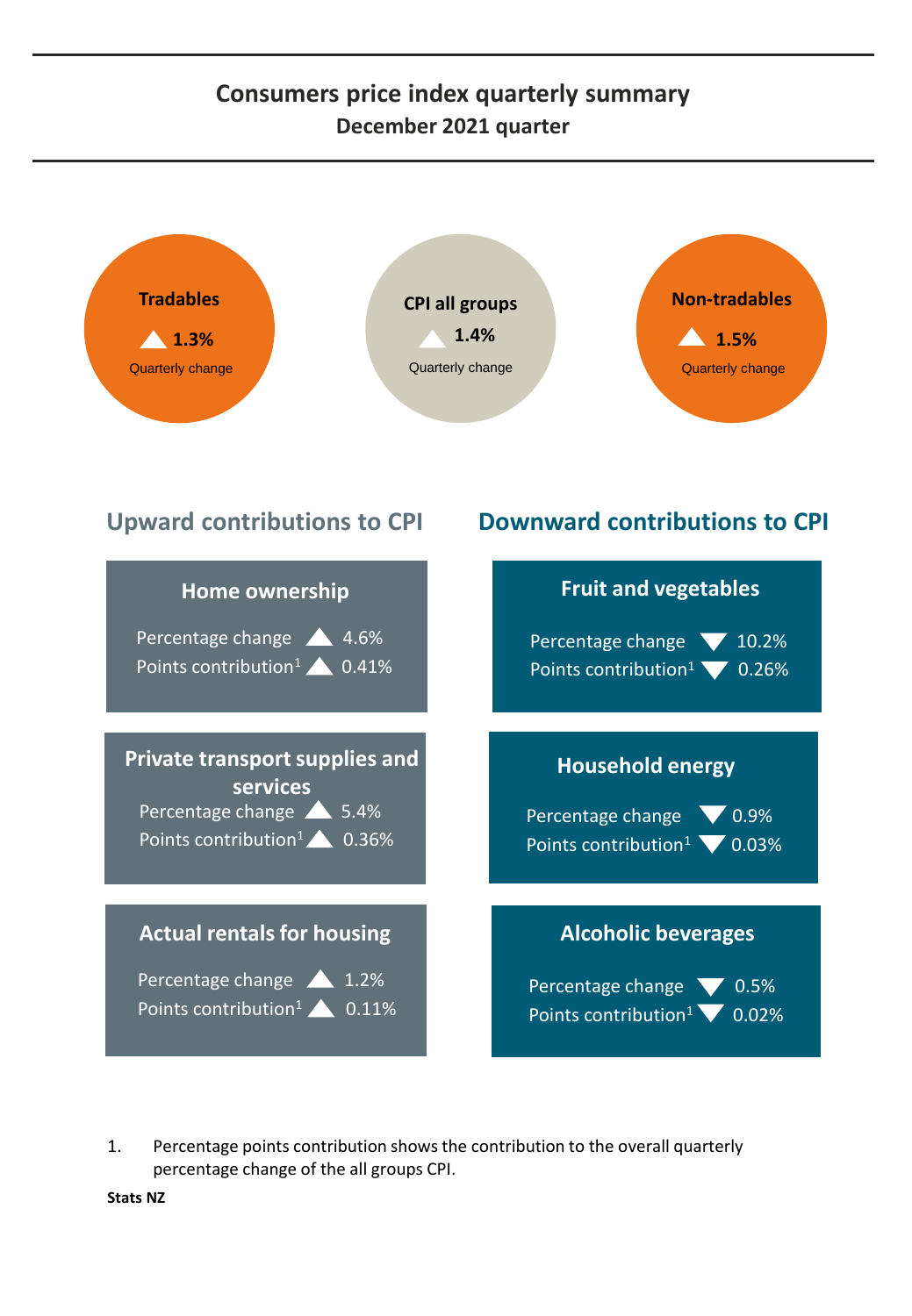# Consumers price index quarterly summary

## December 2021 quarter

**Tradables**
▲ 1.3%
Quarterly change

**CPI all groups**
▲ 1.4%
Quarterly change

**Non-tradables**
▲ 1.5%
Quarterly change

## Upward contributions to CPI

### Home ownership

Percentage change ▲ 4.6%
Points contribution[1] ▲ 0.41%

### Private transport supplies and services

Percentage change ▲ 5.4%
Points contribution[1] ▲ 0.36%

### Actual rentals for housing

Percentage change ▲ 1.2%
Points contribution[1] ▲ 0.11%

## Downward contributions to CPI

### Fruit and vegetables

Percentage change ▼ 10.2%
Points contribution[1] ▼ 0.26%

### Household energy

Percentage change ▼ 0.9%
Points contribution[1] ▼ 0.03%

### Alcoholic beverages

Percentage change ▼ 0.5%
Points contribution[1] ▼ 0.02%

1. Percentage points contribution shows the contribution to the overall quarterly percentage change of the all groups CPI.

**Stats NZ**